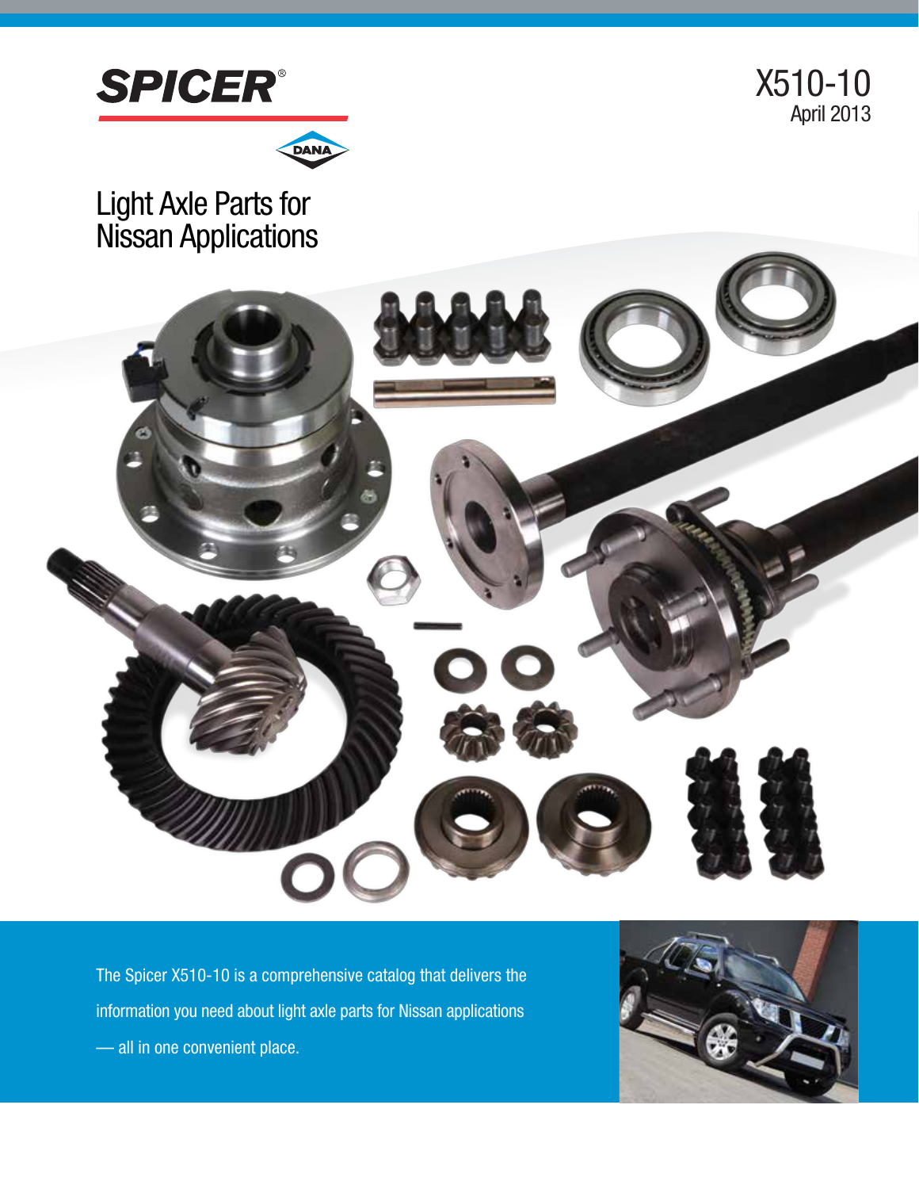SPICER®

DANA

X510-10
April 2013

# Light Axle Parts for Nissan Applications

The Spicer X510-10 is a comprehensive catalog that delivers the information you need about light axle parts for Nissan applications — all in one convenient place.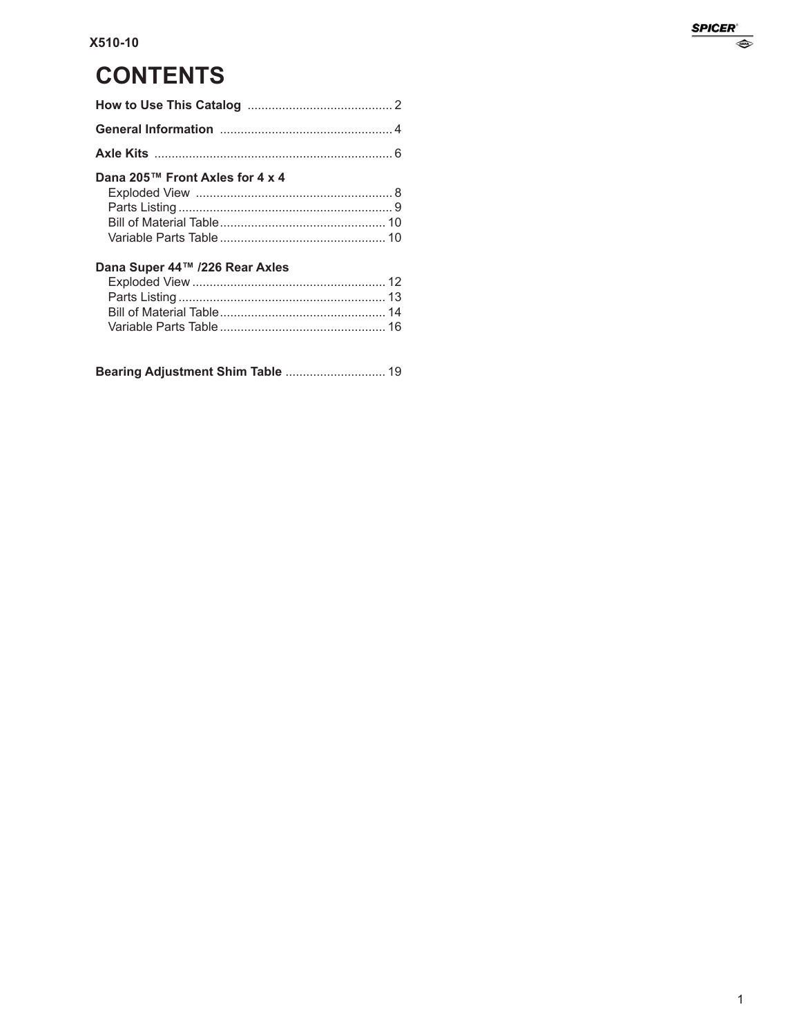# CONTENTS

**How to Use This Catalog** .......................................... 2

**General Information** .................................................. 4

**Axle Kits** ..................................................................... 6

**Dana 205™ Front Axles for 4 x 4**
- Exploded View ......................................................... 8
- Parts Listing ............................................................. 9
- Bill of Material Table ................................................ 10
- Variable Parts Table ................................................ 10

**Dana Super 44™ /226 Rear Axles**
- Exploded View ........................................................ 12
- Parts Listing ............................................................ 13
- Bill of Material Table ................................................ 14
- Variable Parts Table ................................................ 16

**Bearing Adjustment Shim Table** ............................. 19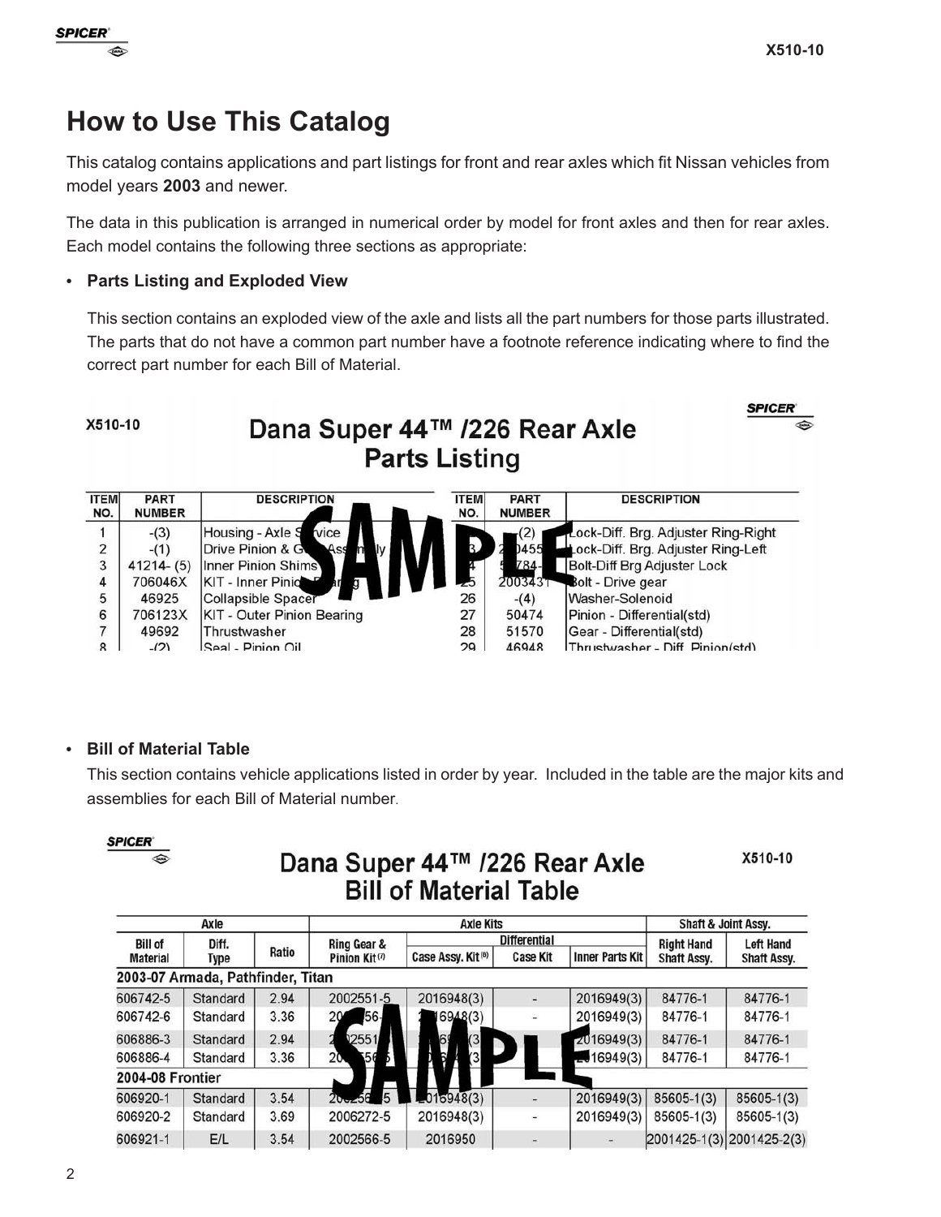# How to Use This Catalog

This catalog contains applications and part listings for front and rear axles which fit Nissan vehicles from model years **2003** and newer.

The data in this publication is arranged in numerical order by model for front axles and then for rear axles. Each model contains the following three sections as appropriate:

- **Parts Listing and Exploded View**

  This section contains an exploded view of the axle and lists all the part numbers for those parts illustrated. The parts that do not have a common part number have a footnote reference indicating where to find the correct part number for each Bill of Material.

X510-10

## Dana Super 44™ /226 Rear Axle Parts Listing

SAMPLE

| ITEM NO. | PART NUMBER | DESCRIPTION | ITEM NO. | PART NUMBER | DESCRIPTION |
|---|---|---|---|---|---|
| 1 | -(3) | Housing - Axle S vice | | (2) | Lock-Diff. Brg. Adjuster Ring-Right |
| 2 | -(1) | Drive Pinion & G Ass ly | 3 | 2 0455 | Lock-Diff. Brg. Adjuster Ring-Left |
| 3 | 41214- (5) | Inner Pinion Shims | 4 | 5 784- | Bolt-Diff Brg Adjuster Lock |
| 4 | 706046X | KIT - Inner Pinio g | 25 | 2003431 | Bolt - Drive gear |
| 5 | 46925 | Collapsible Spacer | 26 | -(4) | Washer-Solenoid |
| 6 | 706123X | KIT - Outer Pinion Bearing | 27 | 50474 | Pinion - Differential(std) |
| 7 | 49692 | Thrustwasher | 28 | 51570 | Gear - Differential(std) |
| 8 | -(2) | Seal - Pinion Oil | 29 | 46948 | Thrustwasher - Diff. Pinion(std) |

- **Bill of Material Table**

  This section contains vehicle applications listed in order by year. Included in the table are the major kits and assemblies for each Bill of Material number.

X510-10

## Dana Super 44™ /226 Rear Axle Bill of Material Table

SAMPLE

| Axle | | | Axle Kits | | | | Shaft & Joint Assy. | |
|---|---|---|---|---|---|---|---|---|
| | | | | Differential | | | | |
| Bill of Material | Diff. Type | Ratio | Ring Gear & Pinion Kit (7) | Case Assy. Kit (6) | Case Kit | Inner Parts Kit | Right Hand Shaft Assy. | Left Hand Shaft Assy. |
| **2003-07 Armada, Pathfinder, Titan** | | | | | | | | |
| 606742-5 | Standard | 2.94 | 2002551-5 | 2016948(3) | - | 2016949(3) | 84776-1 | 84776-1 |
| 606742-6 | Standard | 3.36 | 20 56- | 16948(3) | - | 2016949(3) | 84776-1 | 84776-1 |
| 606886-3 | Standard | 2.94 | 2551 | 69 (3 | | 2016949(3) | 84776-1 | 84776-1 |
| 606886-4 | Standard | 3.36 | 20 56 | (3 | | 16949(3) | 84776-1 | 84776-1 |
| **2004-08 Frontier** | | | | | | | | |
| 606920-1 | Standard | 3.54 | 20 56 5 | 2016948(3) | - | 2016949(3) | 85605-1(3) | 85605-1(3) |
| 606920-2 | Standard | 3.69 | 2006272-5 | 2016948(3) | - | 2016949(3) | 85605-1(3) | 85605-1(3) |
| 606921-1 | E/L | 3.54 | 2002566-5 | 2016950 | - | - | 2001425-1(3) | 2001425-2(3) |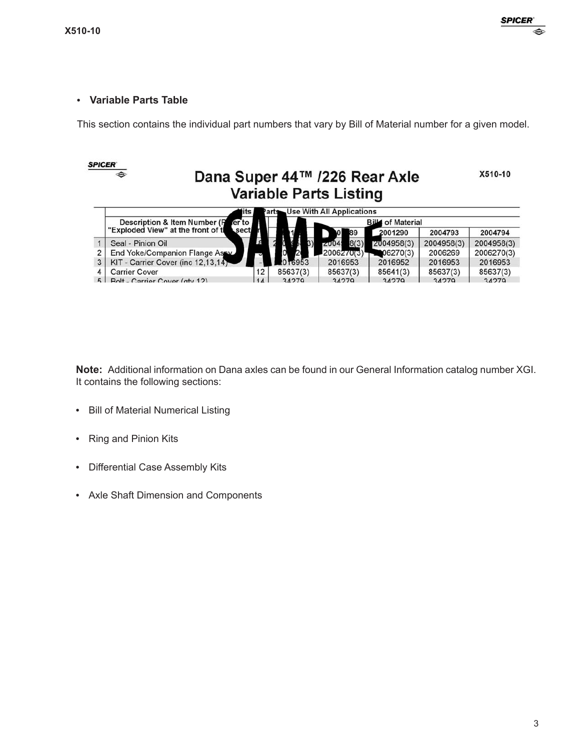- **Variable Parts Table**

This section contains the individual part numbers that vary by Bill of Material number for a given model.

SPICER

## Dana Super 44™ /226 Rear Axle Variable Parts Listing

X510-10

| | Description & Item Number (Refer to "Exploded View" at the front of this section) | | Bill of Material | | | | |
|---|---|---|---|---|---|---|---|
| | | | 1 | 89 | 2001290 | 2004793 | 2004794 |
| 1 | Seal - Pinion Oil | | | 2004 8(3) | 2004958(3) | 2004958(3) | 2004958(3) |
| 2 | End Yoke/Companion Flange Assy | | | 2006270(3) | 06270(3) | 2006269 | 2006270(3) |
| 3 | KIT - Carrier Cover (inc 12,13,14) | - | 2016953 | 2016953 | 2016952 | 2016953 | 2016953 |
| 4 | Carrier Cover | 12 | 85637(3) | 85637(3) | 85641(3) | 85637(3) | 85637(3) |
| 5 | Bolt - Carrier Cover (qty 12) | 14 | 34279 | 34279 | 34279 | 34279 | 34279 |

**Note:** Additional information on Dana axles can be found in our General Information catalog number XGI. It contains the following sections:

- Bill of Material Numerical Listing
- Ring and Pinion Kits
- Differential Case Assembly Kits
- Axle Shaft Dimension and Components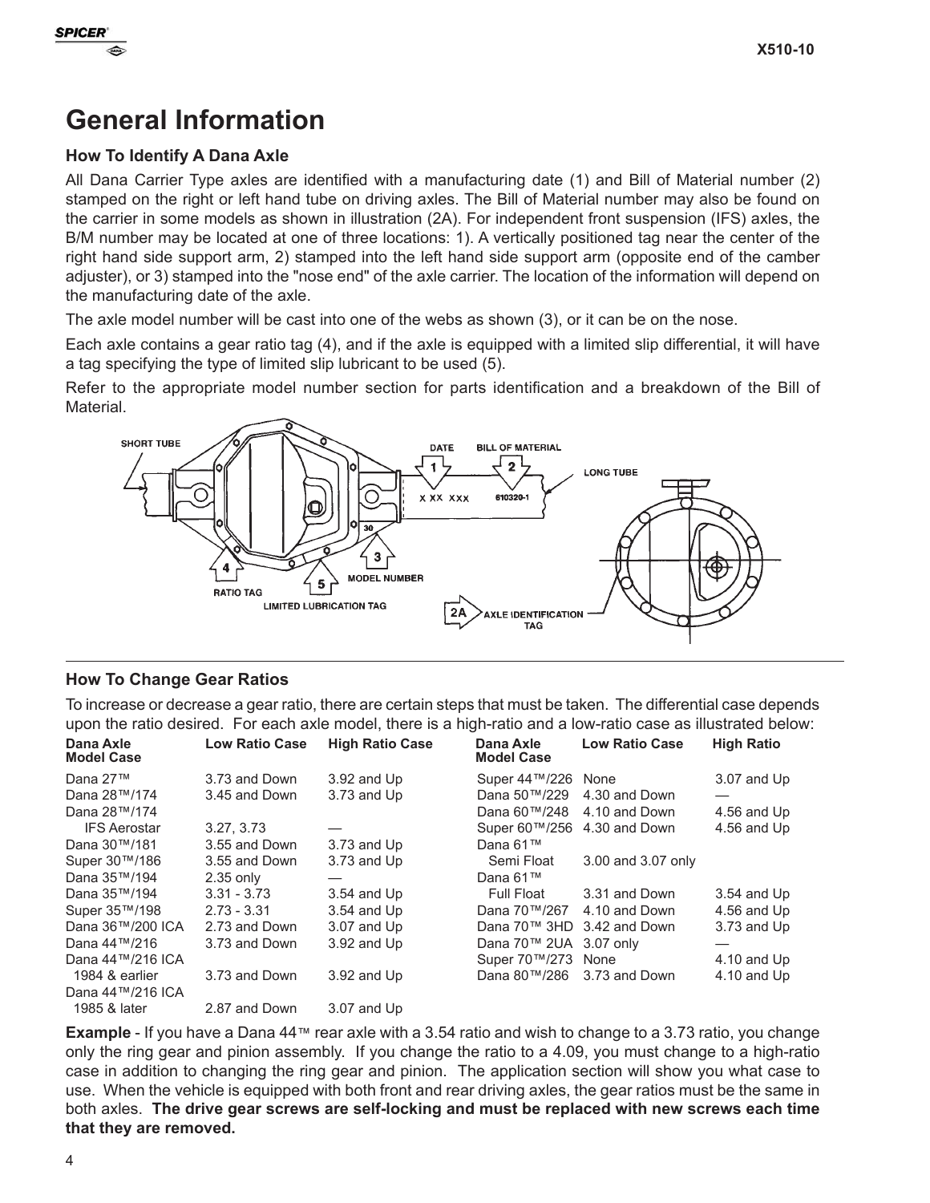# General Information

### How To Identify A Dana Axle

All Dana Carrier Type axles are identified with a manufacturing date (1) and Bill of Material number (2) stamped on the right or left hand tube on driving axles. The Bill of Material number may also be found on the carrier in some models as shown in illustration (2A). For independent front suspension (IFS) axles, the B/M number may be located at one of three locations: 1). A vertically positioned tag near the center of the right hand side support arm, 2) stamped into the left hand side support arm (opposite end of the camber adjuster), or 3) stamped into the "nose end" of the axle carrier. The location of the information will depend on the manufacturing date of the axle.

The axle model number will be cast into one of the webs as shown (3), or it can be on the nose.

Each axle contains a gear ratio tag (4), and if the axle is equipped with a limited slip differential, it will have a tag specifying the type of limited slip lubricant to be used (5).

Refer to the appropriate model number section for parts identification and a breakdown of the Bill of Material.

SHORT TUBE — DATE (1) — BILL OF MATERIAL (2) — LONG TUBE — X XX XXX — 610320-1 — 30 — MODEL NUMBER (3) — RATIO TAG (4) — LIMITED LUBRICATION TAG (5) — AXLE IDENTIFICATION TAG (2A)

### How To Change Gear Ratios

To increase or decrease a gear ratio, there are certain steps that must be taken. The differential case depends upon the ratio desired. For each axle model, there is a high-ratio and a low-ratio case as illustrated below:

| Dana Axle Model Case | Low Ratio Case | High Ratio Case |
|---|---|---|
| Dana 27™ | 3.73 and Down | 3.92 and Up |
| Dana 28™/174 | 3.45 and Down | 3.73 and Up |
| Dana 28™/174 IFS Aerostar | 3.27, 3.73 | — |
| Dana 30™/181 | 3.55 and Down | 3.73 and Up |
| Super 30™/186 | 3.55 and Down | 3.73 and Up |
| Dana 35™/194 | 2.35 only | — |
| Dana 35™/194 | 3.31 - 3.73 | 3.54 and Up |
| Super 35™/198 | 2.73 - 3.31 | 3.54 and Up |
| Dana 36™/200 ICA | 2.73 and Down | 3.07 and Up |
| Dana 44™/216 | 3.73 and Down | 3.92 and Up |
| Dana 44™/216 ICA 1984 & earlier | 3.73 and Down | 3.92 and Up |
| Dana 44™/216 ICA 1985 & later | 2.87 and Down | 3.07 and Up |

| Dana Axle Model Case | Low Ratio Case | High Ratio |
|---|---|---|
| Super 44™/226 | None | 3.07 and Up |
| Dana 50™/229 | 4.30 and Down | — |
| Dana 60™/248 | 4.10 and Down | 4.56 and Up |
| Super 60™/256 | 4.30 and Down | 4.56 and Up |
| Dana 61™ Semi Float | 3.00 and 3.07 only | |
| Dana 61™ Full Float | 3.31 and Down | 3.54 and Up |
| Dana 70™/267 | 4.10 and Down | 4.56 and Up |
| Dana 70™ 3HD | 3.42 and Down | 3.73 and Up |
| Dana 70™ 2UA | 3.07 only | — |
| Super 70™/273 | None | 4.10 and Up |
| Dana 80™/286 | 3.73 and Down | 4.10 and Up |

**Example** - If you have a Dana 44™ rear axle with a 3.54 ratio and wish to change to a 3.73 ratio, you change only the ring gear and pinion assembly. If you change the ratio to a 4.09, you must change to a high-ratio case in addition to changing the ring gear and pinion. The application section will show you what case to use. When the vehicle is equipped with both front and rear driving axles, the gear ratios must be the same in both axles. **The drive gear screws are self-locking and must be replaced with new screws each time that they are removed.**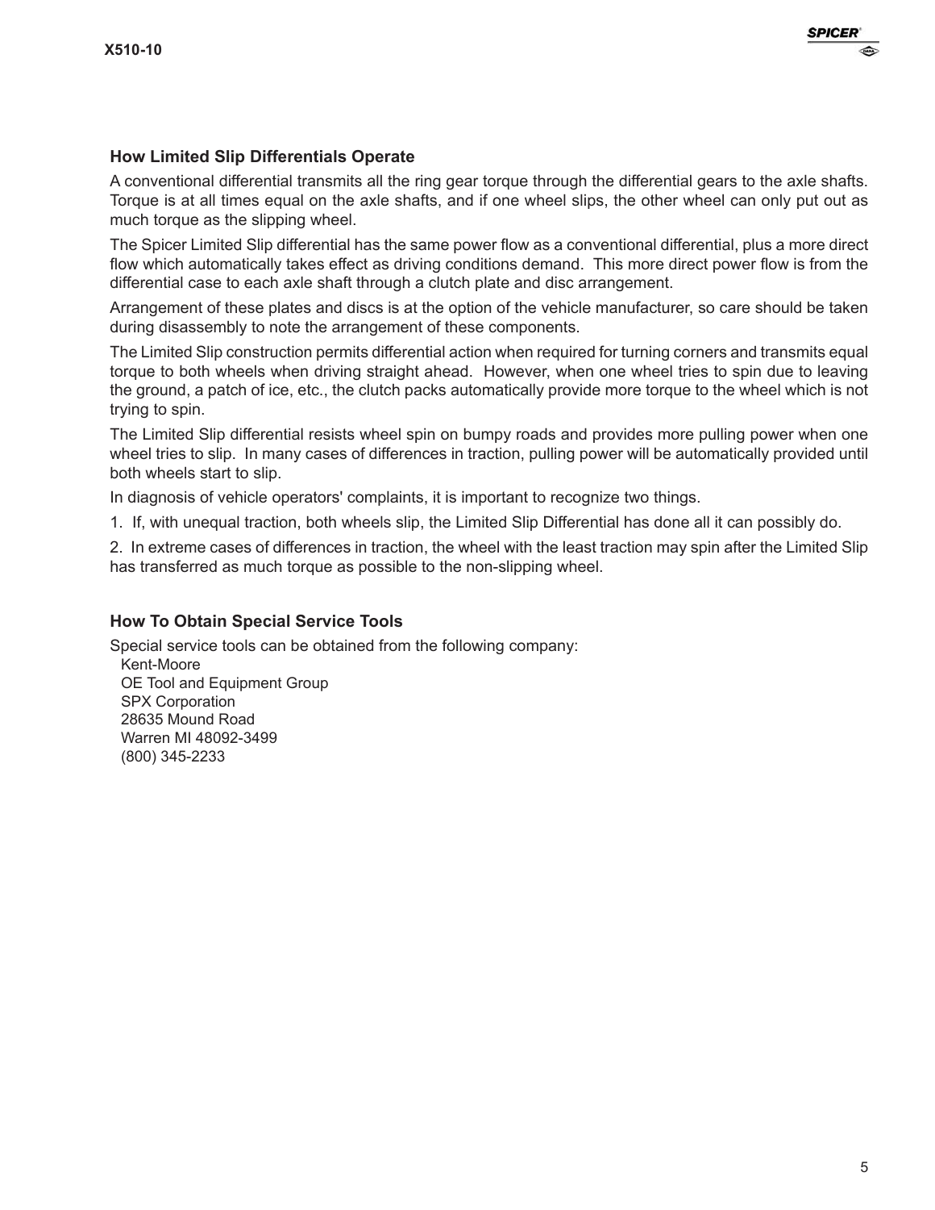### How Limited Slip Differentials Operate

A conventional differential transmits all the ring gear torque through the differential gears to the axle shafts. Torque is at all times equal on the axle shafts, and if one wheel slips, the other wheel can only put out as much torque as the slipping wheel.

The Spicer Limited Slip differential has the same power flow as a conventional differential, plus a more direct flow which automatically takes effect as driving conditions demand. This more direct power flow is from the differential case to each axle shaft through a clutch plate and disc arrangement.

Arrangement of these plates and discs is at the option of the vehicle manufacturer, so care should be taken during disassembly to note the arrangement of these components.

The Limited Slip construction permits differential action when required for turning corners and transmits equal torque to both wheels when driving straight ahead. However, when one wheel tries to spin due to leaving the ground, a patch of ice, etc., the clutch packs automatically provide more torque to the wheel which is not trying to spin.

The Limited Slip differential resists wheel spin on bumpy roads and provides more pulling power when one wheel tries to slip. In many cases of differences in traction, pulling power will be automatically provided until both wheels start to slip.

In diagnosis of vehicle operators' complaints, it is important to recognize two things.

1. If, with unequal traction, both wheels slip, the Limited Slip Differential has done all it can possibly do.

2. In extreme cases of differences in traction, the wheel with the least traction may spin after the Limited Slip has transferred as much torque as possible to the non-slipping wheel.

### How To Obtain Special Service Tools

Special service tools can be obtained from the following company:

Kent-Moore
OE Tool and Equipment Group
SPX Corporation
28635 Mound Road
Warren MI 48092-3499
(800) 345-2233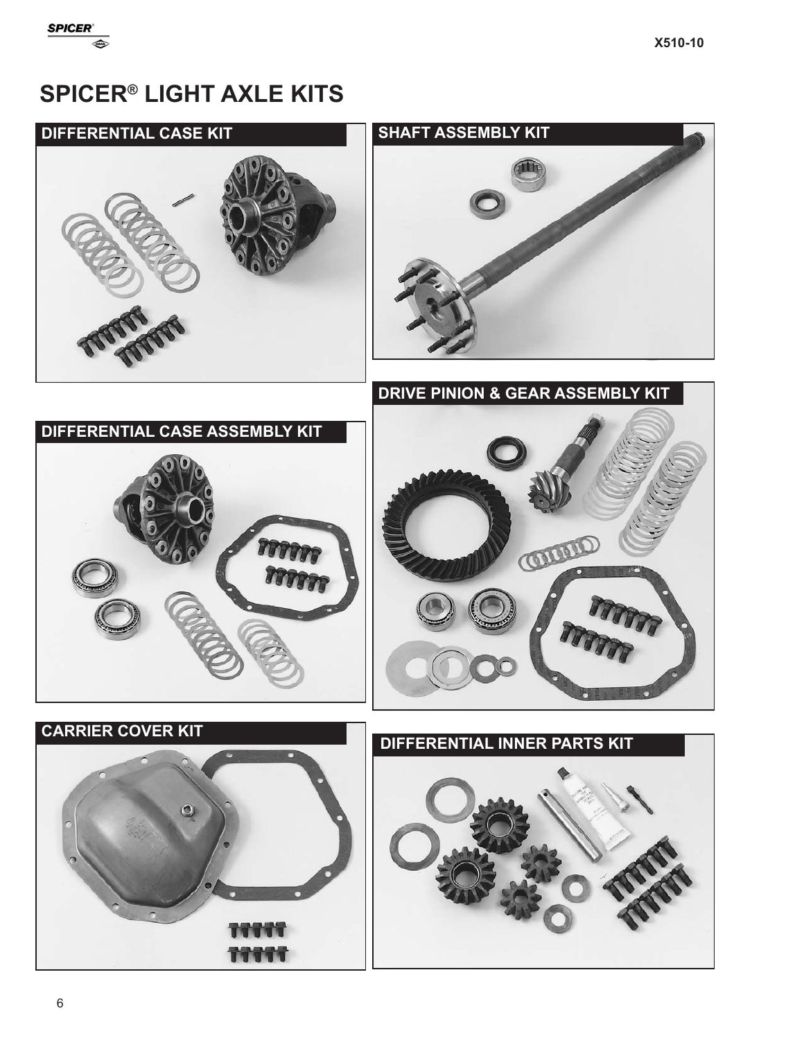# SPICER® LIGHT AXLE KITS

## DIFFERENTIAL CASE KIT

## SHAFT ASSEMBLY KIT

## DRIVE PINION & GEAR ASSEMBLY KIT

## DIFFERENTIAL CASE ASSEMBLY KIT

## CARRIER COVER KIT

## DIFFERENTIAL INNER PARTS KIT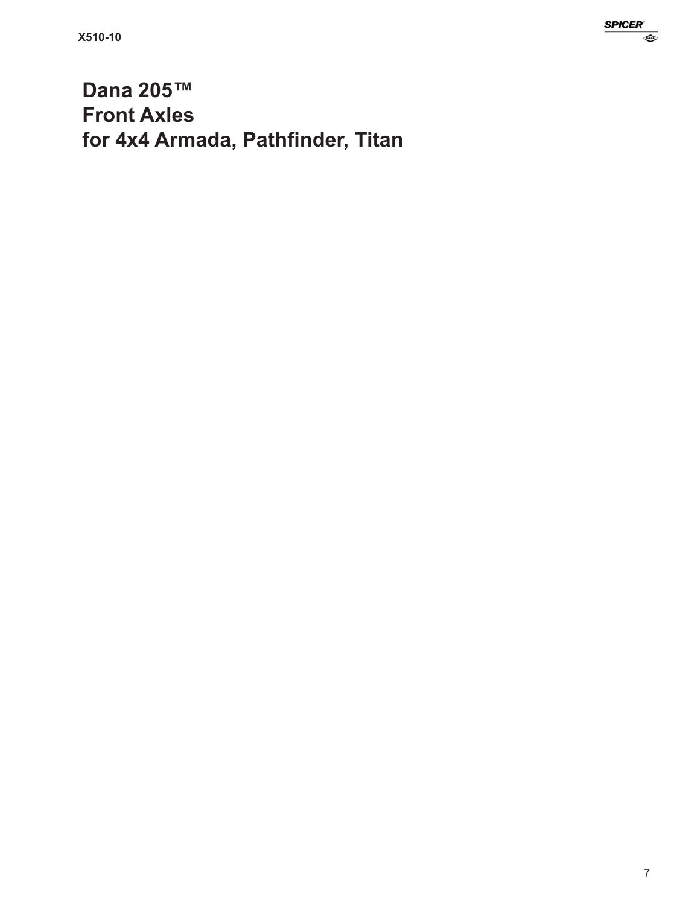# Dana 205™ Front Axles for 4x4 Armada, Pathfinder, Titan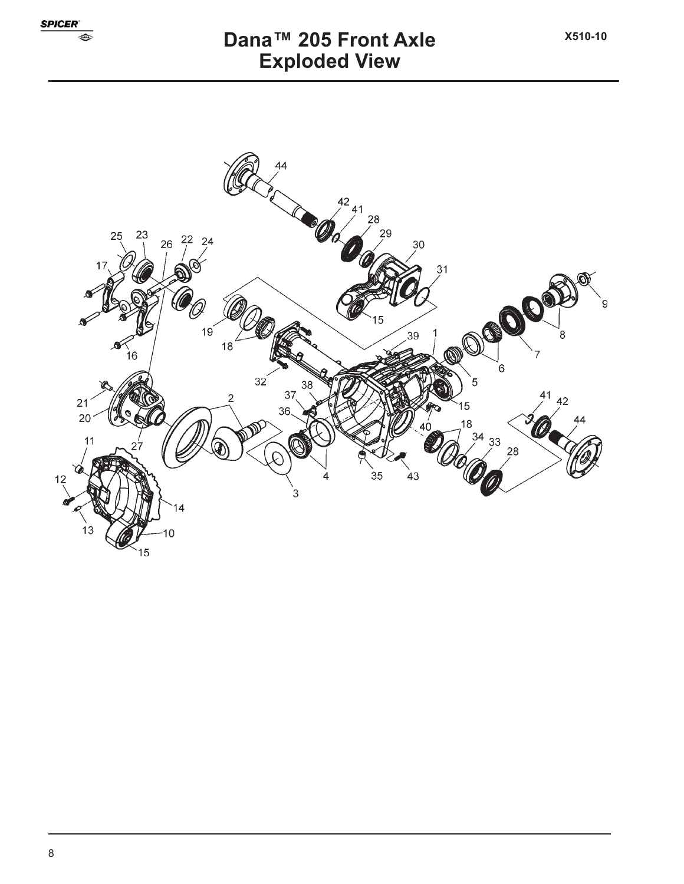# Dana™ 205 Front Axle Exploded View

X510-10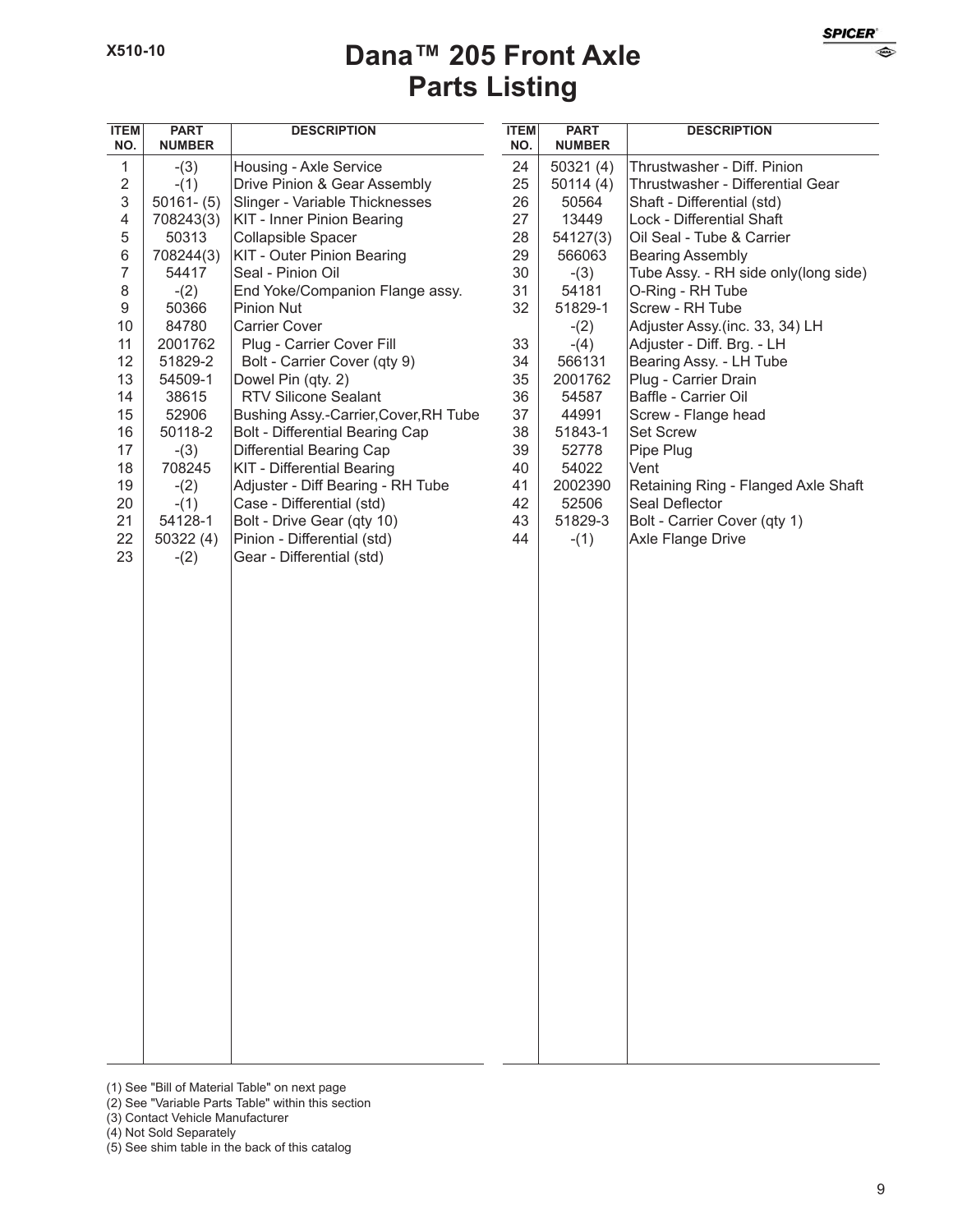X510-10

# Dana™ 205 Front Axle Parts Listing

| ITEM NO. | PART NUMBER | DESCRIPTION |
|---|---|---|
| 1 | -(3) | Housing - Axle Service |
| 2 | -(1) | Drive Pinion & Gear Assembly |
| 3 | 50161- (5) | Slinger - Variable Thicknesses |
| 4 | 708243(3) | KIT - Inner Pinion Bearing |
| 5 | 50313 | Collapsible Spacer |
| 6 | 708244(3) | KIT - Outer Pinion Bearing |
| 7 | 54417 | Seal - Pinion Oil |
| 8 | -(2) | End Yoke/Companion Flange assy. |
| 9 | 50366 | Pinion Nut |
| 10 | 84780 | Carrier Cover |
| 11 | 2001762 | Plug - Carrier Cover Fill |
| 12 | 51829-2 | Bolt - Carrier Cover (qty 9) |
| 13 | 54509-1 | Dowel Pin (qty. 2) |
| 14 | 38615 | RTV Silicone Sealant |
| 15 | 52906 | Bushing Assy.-Carrier,Cover,RH Tube |
| 16 | 50118-2 | Bolt - Differential Bearing Cap |
| 17 | -(3) | Differential Bearing Cap |
| 18 | 708245 | KIT - Differential Bearing |
| 19 | -(2) | Adjuster - Diff Bearing - RH Tube |
| 20 | -(1) | Case - Differential (std) |
| 21 | 54128-1 | Bolt - Drive Gear (qty 10) |
| 22 | 50322 (4) | Pinion - Differential (std) |
| 23 | -(2) | Gear - Differential (std) |
| 24 | 50321 (4) | Thrustwasher - Diff. Pinion |
| 25 | 50114 (4) | Thrustwasher - Differential Gear |
| 26 | 50564 | Shaft - Differential (std) |
| 27 | 13449 | Lock - Differential Shaft |
| 28 | 54127(3) | Oil Seal - Tube & Carrier |
| 29 | 566063 | Bearing Assembly |
| 30 | -(3) | Tube Assy. - RH side only(long side) |
| 31 | 54181 | O-Ring - RH Tube |
| 32 | 51829-1 | Screw - RH Tube |
| | -(2) | Adjuster Assy.(inc. 33, 34) LH |
| 33 | -(4) | Adjuster - Diff. Brg. - LH |
| 34 | 566131 | Bearing Assy. - LH Tube |
| 35 | 2001762 | Plug - Carrier Drain |
| 36 | 54587 | Baffle - Carrier Oil |
| 37 | 44991 | Screw - Flange head |
| 38 | 51843-1 | Set Screw |
| 39 | 52778 | Pipe Plug |
| 40 | 54022 | Vent |
| 41 | 2002390 | Retaining Ring - Flanged Axle Shaft |
| 42 | 52506 | Seal Deflector |
| 43 | 51829-3 | Bolt - Carrier Cover (qty 1) |
| 44 | -(1) | Axle Flange Drive |

(1) See "Bill of Material Table" on next page
(2) See "Variable Parts Table" within this section
(3) Contact Vehicle Manufacturer
(4) Not Sold Separately
(5) See shim table in the back of this catalog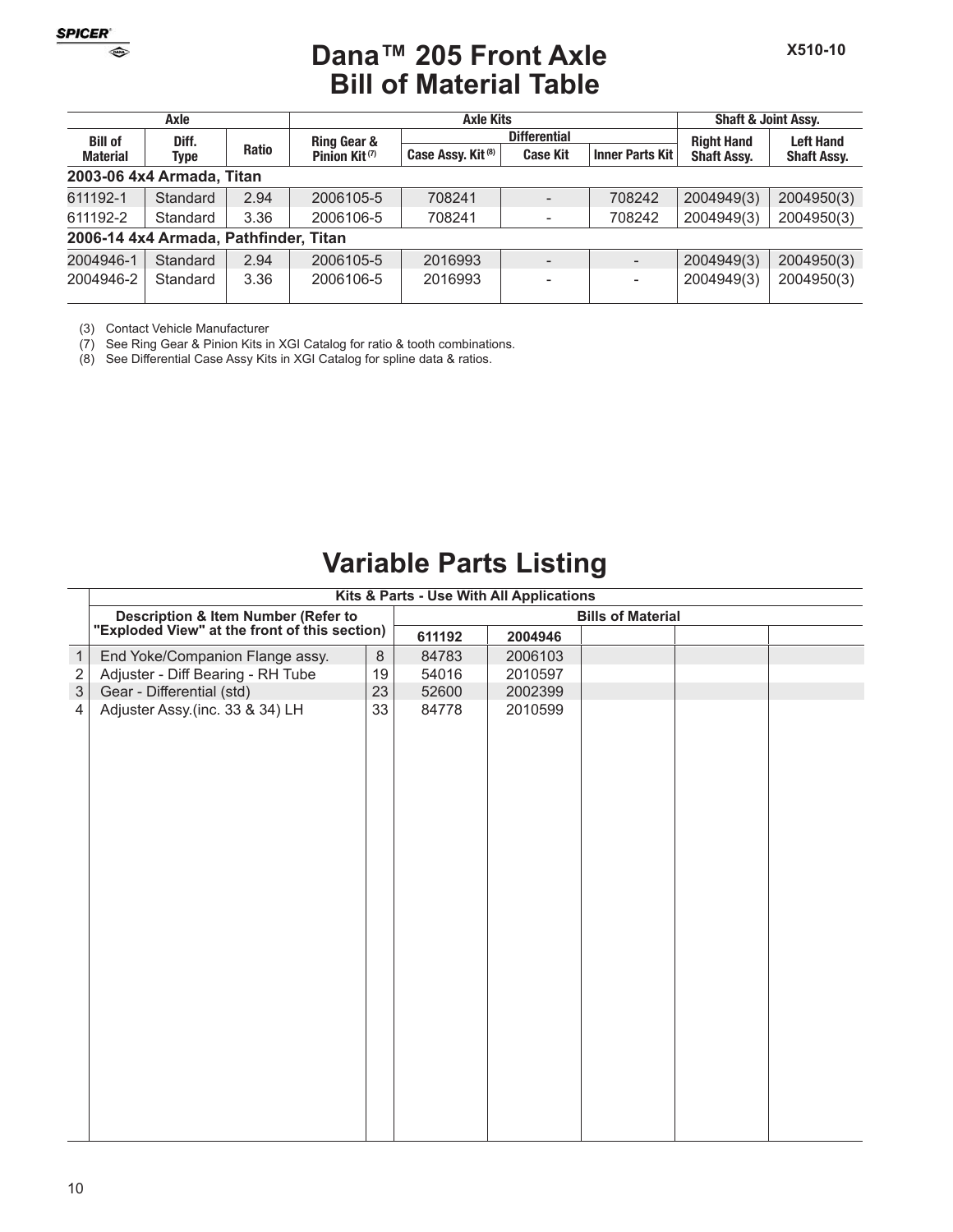# Dana™ 205 Front Axle Bill of Material Table

X510-10

| Axle | | | Axle Kits | | | | Shaft & Joint Assy. | |
|---|---|---|---|---|---|---|---|---|
| Bill of Material | Diff. Type | Ratio | Ring Gear & Pinion Kit [7] | Differential | | | Right Hand Shaft Assy. | Left Hand Shaft Assy. |
| | | | | Case Assy. Kit [8] | Case Kit | Inner Parts Kit | | |
| **2003-06 4x4 Armada, Titan** | | | | | | | | |
| 611192-1 | Standard | 2.94 | 2006105-5 | 708241 | - | 708242 | 2004949(3) | 2004950(3) |
| 611192-2 | Standard | 3.36 | 2006106-5 | 708241 | - | 708242 | 2004949(3) | 2004950(3) |
| **2006-14 4x4 Armada, Pathfinder, Titan** | | | | | | | | |
| 2004946-1 | Standard | 2.94 | 2006105-5 | 2016993 | - | - | 2004949(3) | 2004950(3) |
| 2004946-2 | Standard | 3.36 | 2006106-5 | 2016993 | - | - | 2004949(3) | 2004950(3) |

(3) Contact Vehicle Manufacturer
(7) See Ring Gear & Pinion Kits in XGI Catalog for ratio & tooth combinations.
(8) See Differential Case Assy Kits in XGI Catalog for spline data & ratios.

# Variable Parts Listing

| | Kits & Parts - Use With All Applications | | | | | | |
|---|---|---|---|---|---|---|---|
| | Description & Item Number (Refer to "Exploded View" at the front of this section) | | Bills of Material | | | | |
| | | | 611192 | 2004946 | | | |
| 1 | End Yoke/Companion Flange assy. | 8 | 84783 | 2006103 | | | |
| 2 | Adjuster - Diff Bearing - RH Tube | 19 | 54016 | 2010597 | | | |
| 3 | Gear - Differential (std) | 23 | 52600 | 2002399 | | | |
| 4 | Adjuster Assy.(inc. 33 & 34) LH | 33 | 84778 | 2010599 | | | |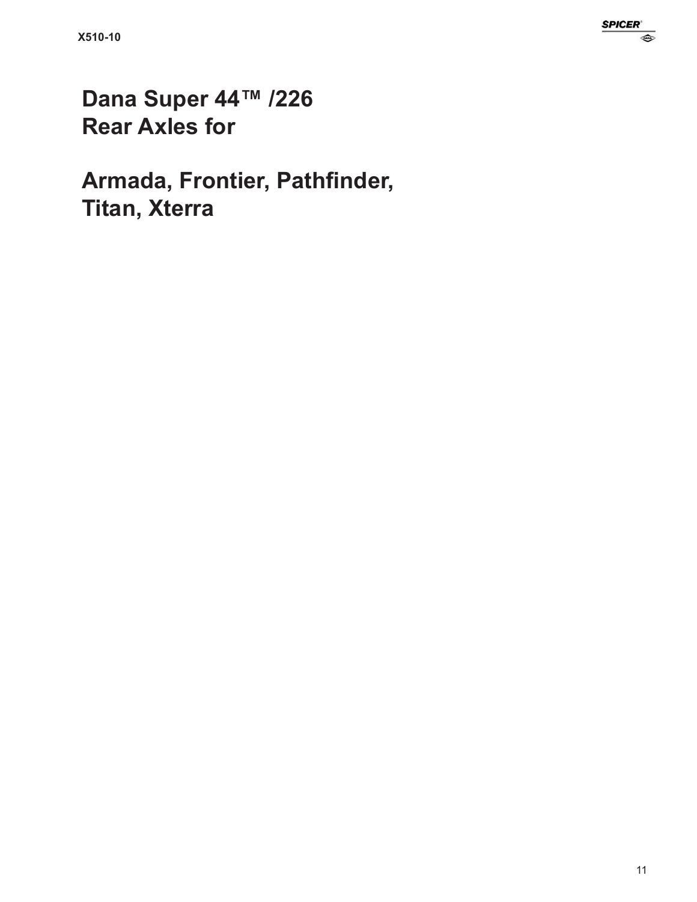# Dana Super 44™ /226 Rear Axles for

# Armada, Frontier, Pathfinder, Titan, Xterra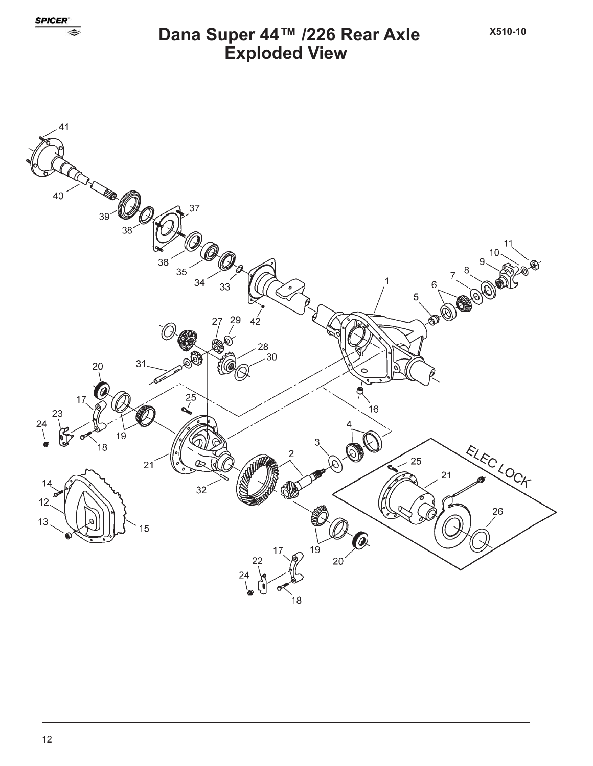# Dana Super 44™ /226 Rear Axle Exploded View

X510-10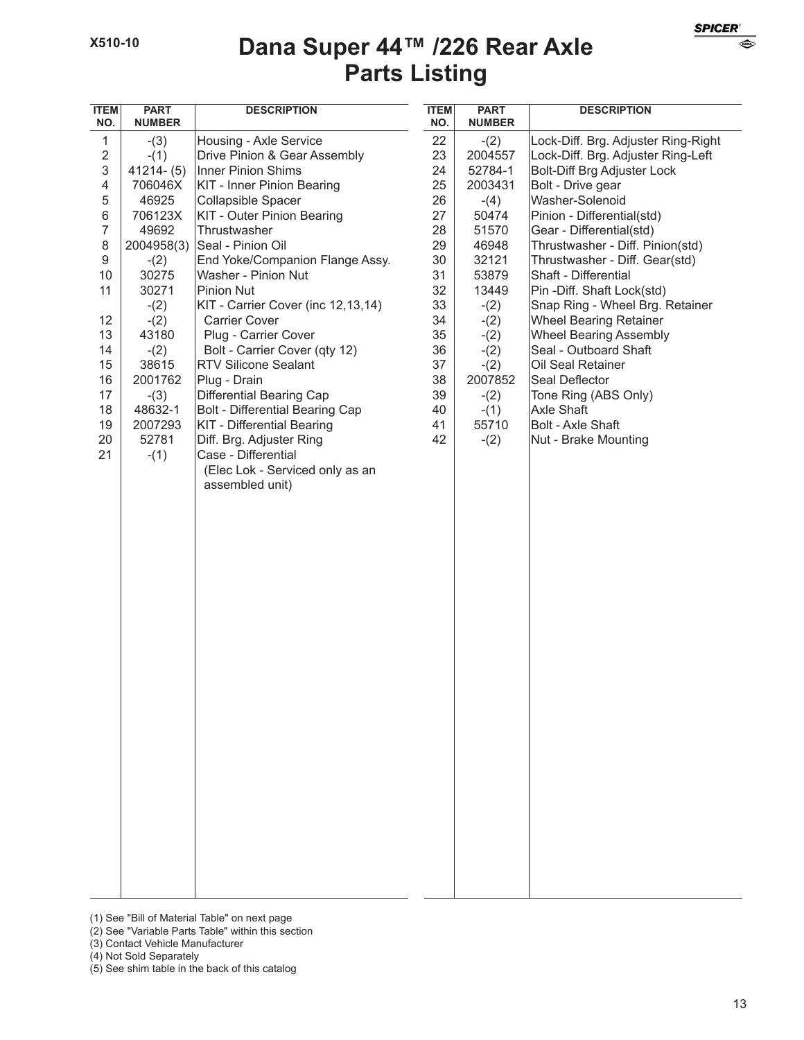X510-10

# Dana Super 44™ /226 Rear Axle Parts Listing

| ITEM NO. | PART NUMBER | DESCRIPTION |
|---|---|---|
| 1 | -(3) | Housing - Axle Service |
| 2 | -(1) | Drive Pinion & Gear Assembly |
| 3 | 41214- (5) | Inner Pinion Shims |
| 4 | 706046X | KIT - Inner Pinion Bearing |
| 5 | 46925 | Collapsible Spacer |
| 6 | 706123X | KIT - Outer Pinion Bearing |
| 7 | 49692 | Thrustwasher |
| 8 | 2004958(3) | Seal - Pinion Oil |
| 9 | -(2) | End Yoke/Companion Flange Assy. |
| 10 | 30275 | Washer - Pinion Nut |
| 11 | 30271 | Pinion Nut |
| | -(2) | KIT - Carrier Cover (inc 12,13,14) |
| 12 | -(2) | Carrier Cover |
| 13 | 43180 | Plug - Carrier Cover |
| 14 | -(2) | Bolt - Carrier Cover (qty 12) |
| 15 | 38615 | RTV Silicone Sealant |
| 16 | 2001762 | Plug - Drain |
| 17 | -(3) | Differential Bearing Cap |
| 18 | 48632-1 | Bolt - Differential Bearing Cap |
| 19 | 2007293 | KIT - Differential Bearing |
| 20 | 52781 | Diff. Brg. Adjuster Ring |
| 21 | -(1) | Case - Differential (Elec Lok - Serviced only as an assembled unit) |
| 22 | -(2) | Lock-Diff. Brg. Adjuster Ring-Right |
| 23 | 2004557 | Lock-Diff. Brg. Adjuster Ring-Left |
| 24 | 52784-1 | Bolt-Diff Brg Adjuster Lock |
| 25 | 2003431 | Bolt - Drive gear |
| 26 | -(4) | Washer-Solenoid |
| 27 | 50474 | Pinion - Differential(std) |
| 28 | 51570 | Gear - Differential(std) |
| 29 | 46948 | Thrustwasher - Diff. Pinion(std) |
| 30 | 32121 | Thrustwasher - Diff. Gear(std) |
| 31 | 53879 | Shaft - Differential |
| 32 | 13449 | Pin -Diff. Shaft Lock(std) |
| 33 | -(2) | Snap Ring - Wheel Brg. Retainer |
| 34 | -(2) | Wheel Bearing Retainer |
| 35 | -(2) | Wheel Bearing Assembly |
| 36 | -(2) | Seal - Outboard Shaft |
| 37 | -(2) | Oil Seal Retainer |
| 38 | 2007852 | Seal Deflector |
| 39 | -(2) | Tone Ring (ABS Only) |
| 40 | -(1) | Axle Shaft |
| 41 | 55710 | Bolt - Axle Shaft |
| 42 | -(2) | Nut - Brake Mounting |

(1) See "Bill of Material Table" on next page
(2) See "Variable Parts Table" within this section
(3) Contact Vehicle Manufacturer
(4) Not Sold Separately
(5) See shim table in the back of this catalog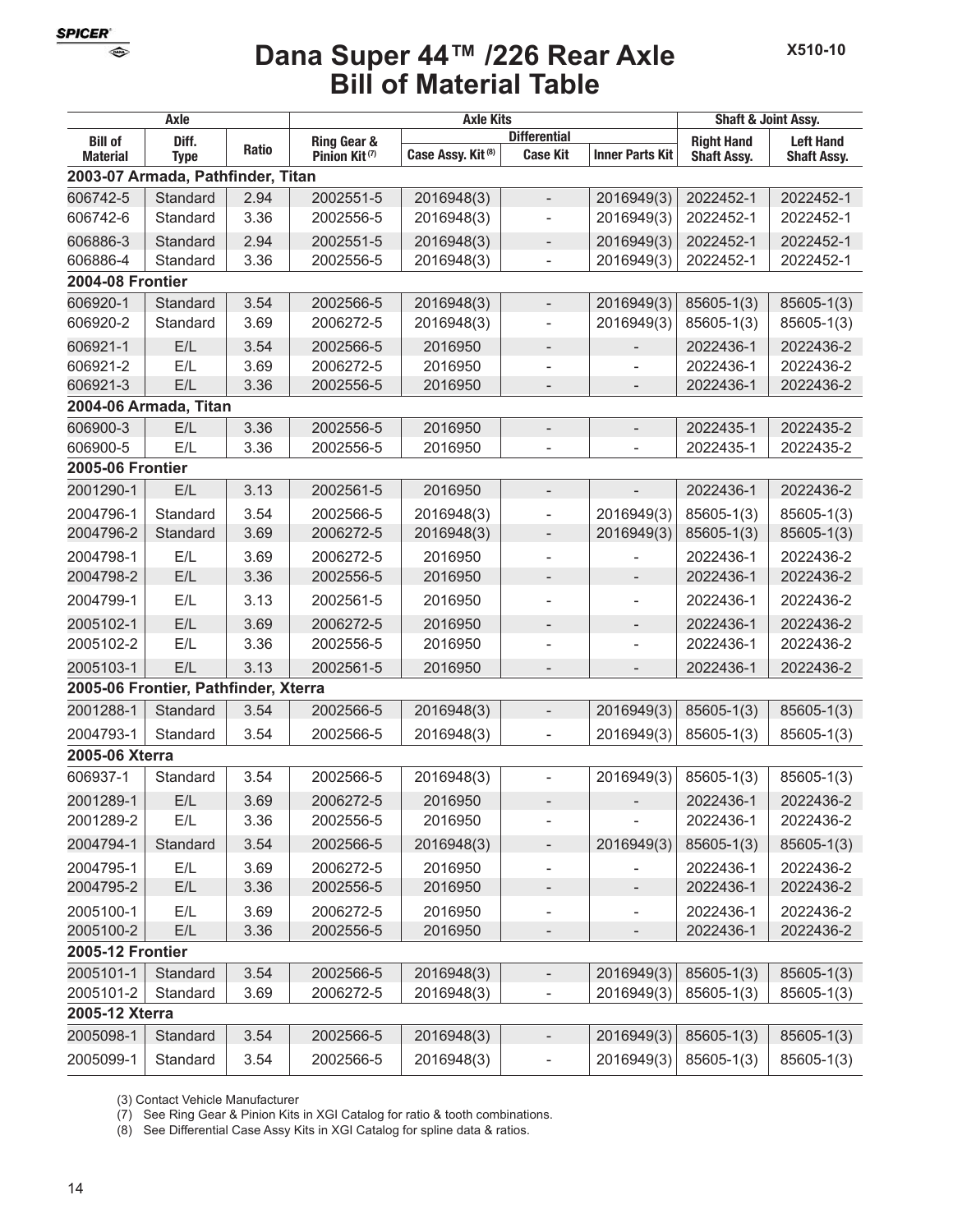# Dana Super 44™ /226 Rear Axle Bill of Material Table

X510-10

| Axle | | | Axle Kits | | | | Shaft & Joint Assy. | |
|---|---|---|---|---|---|---|---|---|
| | | | | Differential | | | | |
| Bill of Material | Diff. Type | Ratio | Ring Gear & Pinion Kit (7) | Case Assy. Kit (8) | Case Kit | Inner Parts Kit | Right Hand Shaft Assy. | Left Hand Shaft Assy. |
| **2003-07 Armada, Pathfinder, Titan** | | | | | | | | |
| 606742-5 | Standard | 2.94 | 2002551-5 | 2016948(3) | - | 2016949(3) | 2022452-1 | 2022452-1 |
| 606742-6 | Standard | 3.36 | 2002556-5 | 2016948(3) | - | 2016949(3) | 2022452-1 | 2022452-1 |
| 606886-3 | Standard | 2.94 | 2002551-5 | 2016948(3) | - | 2016949(3) | 2022452-1 | 2022452-1 |
| 606886-4 | Standard | 3.36 | 2002556-5 | 2016948(3) | - | 2016949(3) | 2022452-1 | 2022452-1 |
| **2004-08 Frontier** | | | | | | | | |
| 606920-1 | Standard | 3.54 | 2002566-5 | 2016948(3) | - | 2016949(3) | 85605-1(3) | 85605-1(3) |
| 606920-2 | Standard | 3.69 | 2006272-5 | 2016948(3) | - | 2016949(3) | 85605-1(3) | 85605-1(3) |
| 606921-1 | E/L | 3.54 | 2002566-5 | 2016950 | - | - | 2022436-1 | 2022436-2 |
| 606921-2 | E/L | 3.69 | 2006272-5 | 2016950 | - | - | 2022436-1 | 2022436-2 |
| 606921-3 | E/L | 3.36 | 2002556-5 | 2016950 | - | - | 2022436-1 | 2022436-2 |
| **2004-06 Armada, Titan** | | | | | | | | |
| 606900-3 | E/L | 3.36 | 2002556-5 | 2016950 | - | - | 2022435-1 | 2022435-2 |
| 606900-5 | E/L | 3.36 | 2002556-5 | 2016950 | - | - | 2022435-1 | 2022435-2 |
| **2005-06 Frontier** | | | | | | | | |
| 2001290-1 | E/L | 3.13 | 2002561-5 | 2016950 | - | - | 2022436-1 | 2022436-2 |
| 2004796-1 | Standard | 3.54 | 2002566-5 | 2016948(3) | - | 2016949(3) | 85605-1(3) | 85605-1(3) |
| 2004796-2 | Standard | 3.69 | 2006272-5 | 2016948(3) | - | 2016949(3) | 85605-1(3) | 85605-1(3) |
| 2004798-1 | E/L | 3.69 | 2006272-5 | 2016950 | - | - | 2022436-1 | 2022436-2 |
| 2004798-2 | E/L | 3.36 | 2002556-5 | 2016950 | - | - | 2022436-1 | 2022436-2 |
| 2004799-1 | E/L | 3.13 | 2002561-5 | 2016950 | - | - | 2022436-1 | 2022436-2 |
| 2005102-1 | E/L | 3.69 | 2006272-5 | 2016950 | - | - | 2022436-1 | 2022436-2 |
| 2005102-2 | E/L | 3.36 | 2002556-5 | 2016950 | - | - | 2022436-1 | 2022436-2 |
| 2005103-1 | E/L | 3.13 | 2002561-5 | 2016950 | - | - | 2022436-1 | 2022436-2 |
| **2005-06 Frontier, Pathfinder, Xterra** | | | | | | | | |
| 2001288-1 | Standard | 3.54 | 2002566-5 | 2016948(3) | - | 2016949(3) | 85605-1(3) | 85605-1(3) |
| 2004793-1 | Standard | 3.54 | 2002566-5 | 2016948(3) | - | 2016949(3) | 85605-1(3) | 85605-1(3) |
| **2005-06 Xterra** | | | | | | | | |
| 606937-1 | Standard | 3.54 | 2002566-5 | 2016948(3) | - | 2016949(3) | 85605-1(3) | 85605-1(3) |
| 2001289-1 | E/L | 3.69 | 2006272-5 | 2016950 | - | - | 2022436-1 | 2022436-2 |
| 2001289-2 | E/L | 3.36 | 2002556-5 | 2016950 | - | - | 2022436-1 | 2022436-2 |
| 2004794-1 | Standard | 3.54 | 2002566-5 | 2016948(3) | - | 2016949(3) | 85605-1(3) | 85605-1(3) |
| 2004795-1 | E/L | 3.69 | 2006272-5 | 2016950 | - | - | 2022436-1 | 2022436-2 |
| 2004795-2 | E/L | 3.36 | 2002556-5 | 2016950 | - | - | 2022436-1 | 2022436-2 |
| 2005100-1 | E/L | 3.69 | 2006272-5 | 2016950 | - | - | 2022436-1 | 2022436-2 |
| 2005100-2 | E/L | 3.36 | 2002556-5 | 2016950 | - | - | 2022436-1 | 2022436-2 |
| **2005-12 Frontier** | | | | | | | | |
| 2005101-1 | Standard | 3.54 | 2002566-5 | 2016948(3) | - | 2016949(3) | 85605-1(3) | 85605-1(3) |
| 2005101-2 | Standard | 3.69 | 2006272-5 | 2016948(3) | - | 2016949(3) | 85605-1(3) | 85605-1(3) |
| **2005-12 Xterra** | | | | | | | | |
| 2005098-1 | Standard | 3.54 | 2002566-5 | 2016948(3) | - | 2016949(3) | 85605-1(3) | 85605-1(3) |
| 2005099-1 | Standard | 3.54 | 2002566-5 | 2016948(3) | - | 2016949(3) | 85605-1(3) | 85605-1(3) |

(3) Contact Vehicle Manufacturer

(7) See Ring Gear & Pinion Kits in XGI Catalog for ratio & tooth combinations.

(8) See Differential Case Assy Kits in XGI Catalog for spline data & ratios.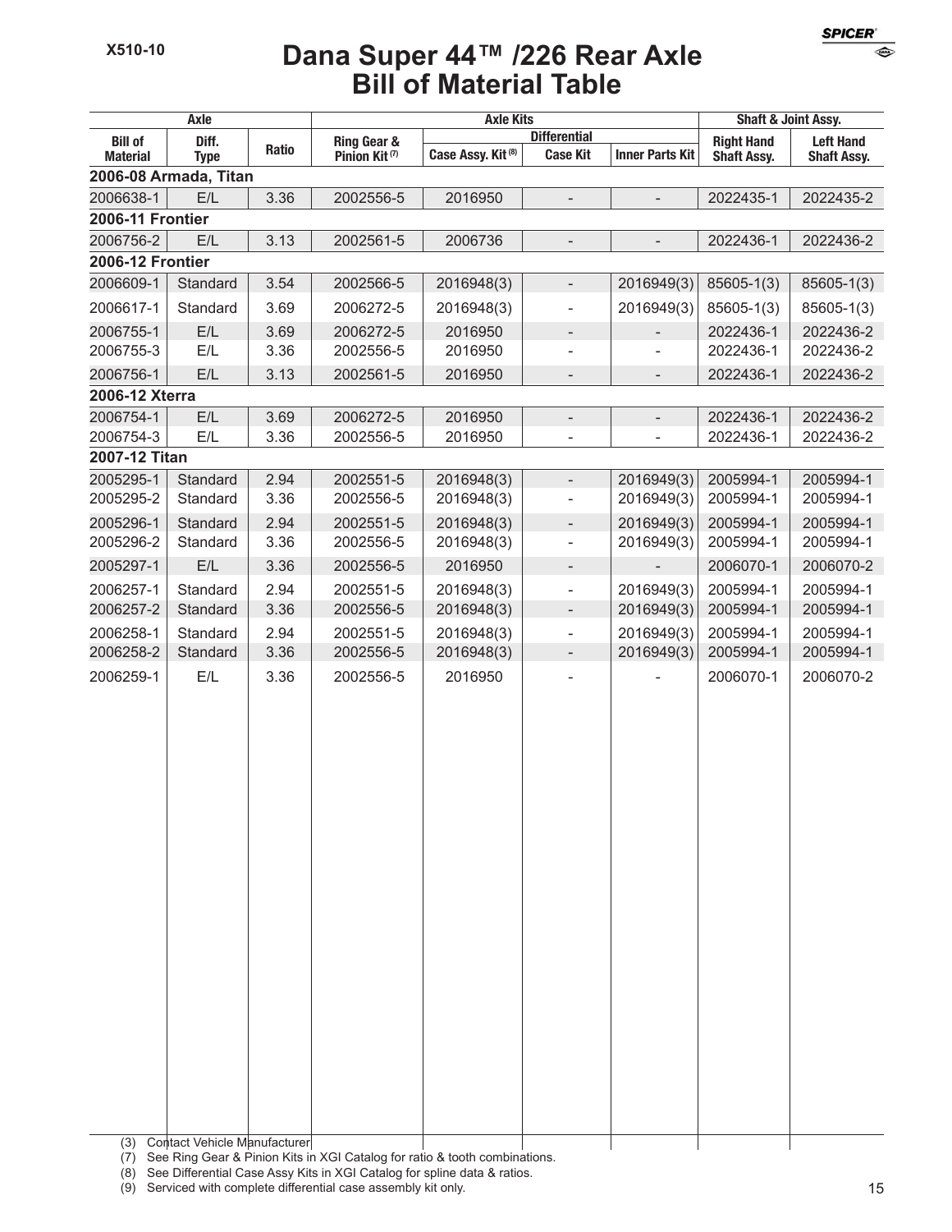# Dana Super 44™ /226 Rear Axle Bill of Material Table

| Axle | | | Axle Kits | | | | Shaft & Joint Assy. | |
|---|---|---|---|---|---|---|---|---|
| | | | | Differential | | | | |
| Bill of Material | Diff. Type | Ratio | Ring Gear & Pinion Kit (7) | Case Assy. Kit (8) | Case Kit | Inner Parts Kit | Right Hand Shaft Assy. | Left Hand Shaft Assy. |
| **2006-08 Armada, Titan** | | | | | | | | |
| 2006638-1 | E/L | 3.36 | 2002556-5 | 2016950 | - | - | 2022435-1 | 2022435-2 |
| **2006-11 Frontier** | | | | | | | | |
| 2006756-2 | E/L | 3.13 | 2002561-5 | 2006736 | - | - | 2022436-1 | 2022436-2 |
| **2006-12 Frontier** | | | | | | | | |
| 2006609-1 | Standard | 3.54 | 2002566-5 | 2016948(3) | - | 2016949(3) | 85605-1(3) | 85605-1(3) |
| 2006617-1 | Standard | 3.69 | 2006272-5 | 2016948(3) | - | 2016949(3) | 85605-1(3) | 85605-1(3) |
| 2006755-1 | E/L | 3.69 | 2006272-5 | 2016950 | - | - | 2022436-1 | 2022436-2 |
| 2006755-3 | E/L | 3.36 | 2002556-5 | 2016950 | - | - | 2022436-1 | 2022436-2 |
| 2006756-1 | E/L | 3.13 | 2002561-5 | 2016950 | - | - | 2022436-1 | 2022436-2 |
| **2006-12 Xterra** | | | | | | | | |
| 2006754-1 | E/L | 3.69 | 2006272-5 | 2016950 | - | - | 2022436-1 | 2022436-2 |
| 2006754-3 | E/L | 3.36 | 2002556-5 | 2016950 | - | - | 2022436-1 | 2022436-2 |
| **2007-12 Titan** | | | | | | | | |
| 2005295-1 | Standard | 2.94 | 2002551-5 | 2016948(3) | - | 2016949(3) | 2005994-1 | 2005994-1 |
| 2005295-2 | Standard | 3.36 | 2002556-5 | 2016948(3) | - | 2016949(3) | 2005994-1 | 2005994-1 |
| 2005296-1 | Standard | 2.94 | 2002551-5 | 2016948(3) | - | 2016949(3) | 2005994-1 | 2005994-1 |
| 2005296-2 | Standard | 3.36 | 2002556-5 | 2016948(3) | - | 2016949(3) | 2005994-1 | 2005994-1 |
| 2005297-1 | E/L | 3.36 | 2002556-5 | 2016950 | - | - | 2006070-1 | 2006070-2 |
| 2006257-1 | Standard | 2.94 | 2002551-5 | 2016948(3) | - | 2016949(3) | 2005994-1 | 2005994-1 |
| 2006257-2 | Standard | 3.36 | 2002556-5 | 2016948(3) | - | 2016949(3) | 2005994-1 | 2005994-1 |
| 2006258-1 | Standard | 2.94 | 2002551-5 | 2016948(3) | - | 2016949(3) | 2005994-1 | 2005994-1 |
| 2006258-2 | Standard | 3.36 | 2002556-5 | 2016948(3) | - | 2016949(3) | 2005994-1 | 2005994-1 |
| 2006259-1 | E/L | 3.36 | 2002556-5 | 2016950 | - | - | 2006070-1 | 2006070-2 |

(3) Contact Vehicle Manufacturer
(7) See Ring Gear & Pinion Kits in XGI Catalog for ratio & tooth combinations.
(8) See Differential Case Assy Kits in XGI Catalog for spline data & ratios.
(9) Serviced with complete differential case assembly kit only.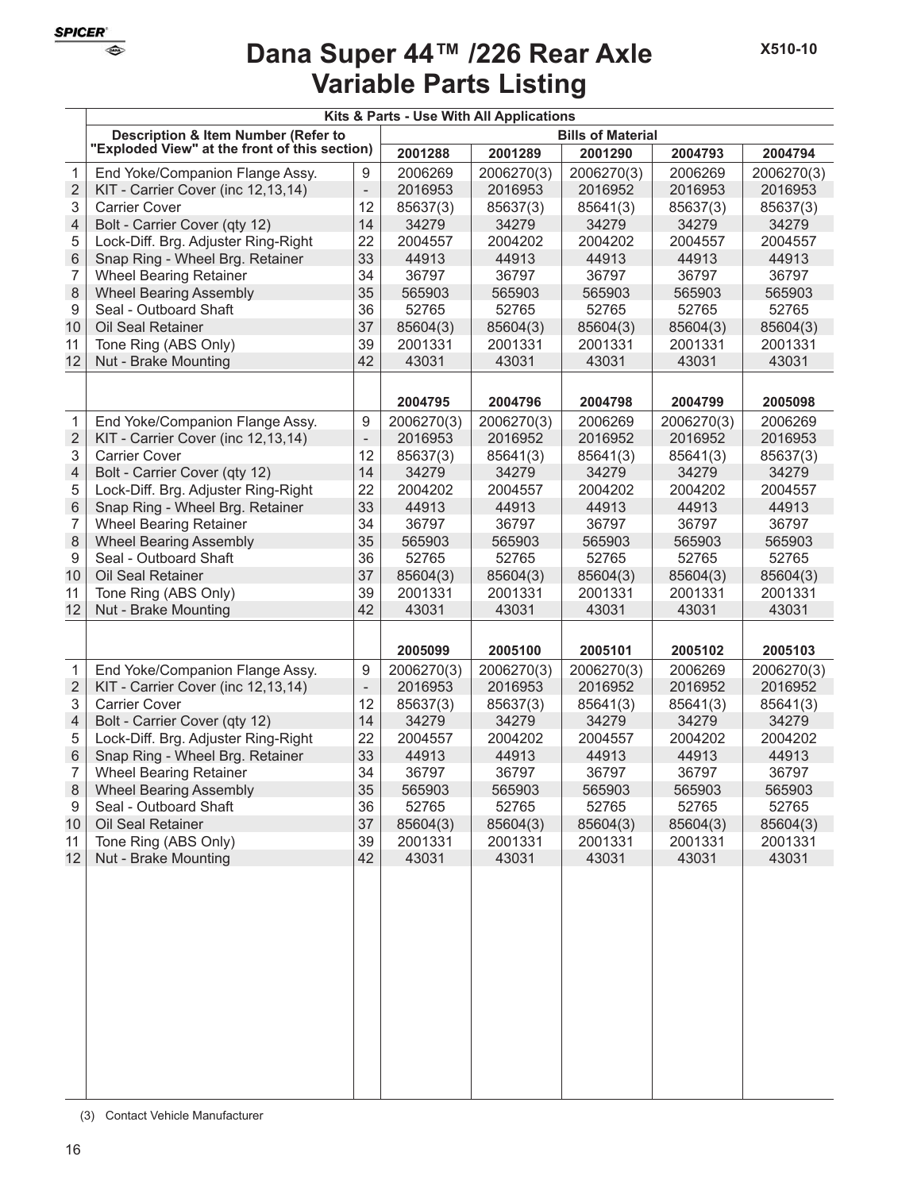# Dana Super 44™ /226 Rear Axle Variable Parts Listing

X510-10

| | Kits & Parts - Use With All Applications | | | | | | |
|---|---|---|---|---|---|---|---|
| | Description & Item Number (Refer to "Exploded View" at the front of this section) | | Bills of Material | | | | |
| | | | 2001288 | 2001289 | 2001290 | 2004793 | 2004794 |
| 1 | End Yoke/Companion Flange Assy. | 9 | 2006269 | 2006270(3) | 2006270(3) | 2006269 | 2006270(3) |
| 2 | KIT - Carrier Cover (inc 12,13,14) | - | 2016953 | 2016953 | 2016952 | 2016953 | 2016953 |
| 3 | Carrier Cover | 12 | 85637(3) | 85637(3) | 85641(3) | 85637(3) | 85637(3) |
| 4 | Bolt - Carrier Cover (qty 12) | 14 | 34279 | 34279 | 34279 | 34279 | 34279 |
| 5 | Lock-Diff. Brg. Adjuster Ring-Right | 22 | 2004557 | 2004202 | 2004202 | 2004557 | 2004557 |
| 6 | Snap Ring - Wheel Brg. Retainer | 33 | 44913 | 44913 | 44913 | 44913 | 44913 |
| 7 | Wheel Bearing Retainer | 34 | 36797 | 36797 | 36797 | 36797 | 36797 |
| 8 | Wheel Bearing Assembly | 35 | 565903 | 565903 | 565903 | 565903 | 565903 |
| 9 | Seal - Outboard Shaft | 36 | 52765 | 52765 | 52765 | 52765 | 52765 |
| 10 | Oil Seal Retainer | 37 | 85604(3) | 85604(3) | 85604(3) | 85604(3) | 85604(3) |
| 11 | Tone Ring (ABS Only) | 39 | 2001331 | 2001331 | 2001331 | 2001331 | 2001331 |
| 12 | Nut - Brake Mounting | 42 | 43031 | 43031 | 43031 | 43031 | 43031 |
| | | | 2004795 | 2004796 | 2004798 | 2004799 | 2005098 |
| 1 | End Yoke/Companion Flange Assy. | 9 | 2006270(3) | 2006270(3) | 2006269 | 2006270(3) | 2006269 |
| 2 | KIT - Carrier Cover (inc 12,13,14) | - | 2016953 | 2016952 | 2016952 | 2016952 | 2016953 |
| 3 | Carrier Cover | 12 | 85637(3) | 85641(3) | 85641(3) | 85641(3) | 85637(3) |
| 4 | Bolt - Carrier Cover (qty 12) | 14 | 34279 | 34279 | 34279 | 34279 | 34279 |
| 5 | Lock-Diff. Brg. Adjuster Ring-Right | 22 | 2004202 | 2004557 | 2004202 | 2004202 | 2004557 |
| 6 | Snap Ring - Wheel Brg. Retainer | 33 | 44913 | 44913 | 44913 | 44913 | 44913 |
| 7 | Wheel Bearing Retainer | 34 | 36797 | 36797 | 36797 | 36797 | 36797 |
| 8 | Wheel Bearing Assembly | 35 | 565903 | 565903 | 565903 | 565903 | 565903 |
| 9 | Seal - Outboard Shaft | 36 | 52765 | 52765 | 52765 | 52765 | 52765 |
| 10 | Oil Seal Retainer | 37 | 85604(3) | 85604(3) | 85604(3) | 85604(3) | 85604(3) |
| 11 | Tone Ring (ABS Only) | 39 | 2001331 | 2001331 | 2001331 | 2001331 | 2001331 |
| 12 | Nut - Brake Mounting | 42 | 43031 | 43031 | 43031 | 43031 | 43031 |
| | | | 2005099 | 2005100 | 2005101 | 2005102 | 2005103 |
| 1 | End Yoke/Companion Flange Assy. | 9 | 2006270(3) | 2006270(3) | 2006270(3) | 2006269 | 2006270(3) |
| 2 | KIT - Carrier Cover (inc 12,13,14) | - | 2016953 | 2016953 | 2016952 | 2016952 | 2016952 |
| 3 | Carrier Cover | 12 | 85637(3) | 85637(3) | 85641(3) | 85641(3) | 85641(3) |
| 4 | Bolt - Carrier Cover (qty 12) | 14 | 34279 | 34279 | 34279 | 34279 | 34279 |
| 5 | Lock-Diff. Brg. Adjuster Ring-Right | 22 | 2004557 | 2004202 | 2004557 | 2004202 | 2004202 |
| 6 | Snap Ring - Wheel Brg. Retainer | 33 | 44913 | 44913 | 44913 | 44913 | 44913 |
| 7 | Wheel Bearing Retainer | 34 | 36797 | 36797 | 36797 | 36797 | 36797 |
| 8 | Wheel Bearing Assembly | 35 | 565903 | 565903 | 565903 | 565903 | 565903 |
| 9 | Seal - Outboard Shaft | 36 | 52765 | 52765 | 52765 | 52765 | 52765 |
| 10 | Oil Seal Retainer | 37 | 85604(3) | 85604(3) | 85604(3) | 85604(3) | 85604(3) |
| 11 | Tone Ring (ABS Only) | 39 | 2001331 | 2001331 | 2001331 | 2001331 | 2001331 |
| 12 | Nut - Brake Mounting | 42 | 43031 | 43031 | 43031 | 43031 | 43031 |

(3) Contact Vehicle Manufacturer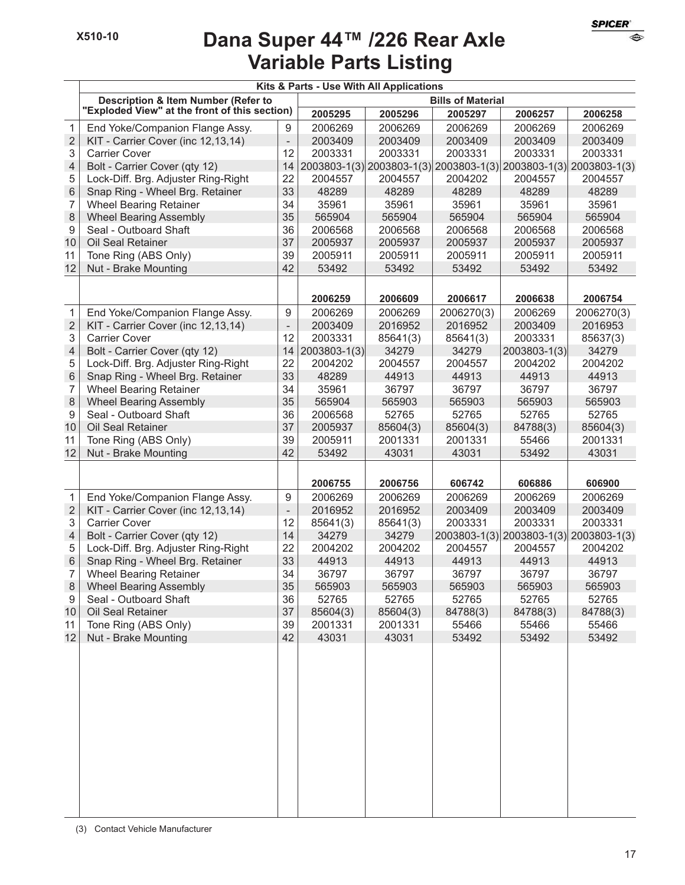X510-10

# Dana Super 44™ /226 Rear Axle Variable Parts Listing

| | Kits & Parts - Use With All Applications | | | | | | |
|---|---|---|---|---|---|---|---|
| | Description & Item Number (Refer to "Exploded View" at the front of this section) | | Bills of Material | | | | |
| | | | 2005295 | 2005296 | 2005297 | 2006257 | 2006258 |
| 1 | End Yoke/Companion Flange Assy. | 9 | 2006269 | 2006269 | 2006269 | 2006269 | 2006269 |
| 2 | KIT - Carrier Cover (inc 12,13,14) | - | 2003409 | 2003409 | 2003409 | 2003409 | 2003409 |
| 3 | Carrier Cover | 12 | 2003331 | 2003331 | 2003331 | 2003331 | 2003331 |
| 4 | Bolt - Carrier Cover (qty 12) | 14 | 2003803-1(3) | 2003803-1(3) | 2003803-1(3) | 2003803-1(3) | 2003803-1(3) |
| 5 | Lock-Diff. Brg. Adjuster Ring-Right | 22 | 2004557 | 2004557 | 2004202 | 2004557 | 2004557 |
| 6 | Snap Ring - Wheel Brg. Retainer | 33 | 48289 | 48289 | 48289 | 48289 | 48289 |
| 7 | Wheel Bearing Retainer | 34 | 35961 | 35961 | 35961 | 35961 | 35961 |
| 8 | Wheel Bearing Assembly | 35 | 565904 | 565904 | 565904 | 565904 | 565904 |
| 9 | Seal - Outboard Shaft | 36 | 2006568 | 2006568 | 2006568 | 2006568 | 2006568 |
| 10 | Oil Seal Retainer | 37 | 2005937 | 2005937 | 2005937 | 2005937 | 2005937 |
| 11 | Tone Ring (ABS Only) | 39 | 2005911 | 2005911 | 2005911 | 2005911 | 2005911 |
| 12 | Nut - Brake Mounting | 42 | 53492 | 53492 | 53492 | 53492 | 53492 |
| | | | 2006259 | 2006609 | 2006617 | 2006638 | 2006754 |
| 1 | End Yoke/Companion Flange Assy. | 9 | 2006269 | 2006269 | 2006270(3) | 2006269 | 2006270(3) |
| 2 | KIT - Carrier Cover (inc 12,13,14) | - | 2003409 | 2016952 | 2016952 | 2003409 | 2016953 |
| 3 | Carrier Cover | 12 | 2003331 | 85641(3) | 85641(3) | 2003331 | 85637(3) |
| 4 | Bolt - Carrier Cover (qty 12) | 14 | 2003803-1(3) | 34279 | 34279 | 2003803-1(3) | 34279 |
| 5 | Lock-Diff. Brg. Adjuster Ring-Right | 22 | 2004202 | 2004557 | 2004557 | 2004202 | 2004202 |
| 6 | Snap Ring - Wheel Brg. Retainer | 33 | 48289 | 44913 | 44913 | 44913 | 44913 |
| 7 | Wheel Bearing Retainer | 34 | 35961 | 36797 | 36797 | 36797 | 36797 |
| 8 | Wheel Bearing Assembly | 35 | 565904 | 565903 | 565903 | 565903 | 565903 |
| 9 | Seal - Outboard Shaft | 36 | 2006568 | 52765 | 52765 | 52765 | 52765 |
| 10 | Oil Seal Retainer | 37 | 2005937 | 85604(3) | 85604(3) | 84788(3) | 85604(3) |
| 11 | Tone Ring (ABS Only) | 39 | 2005911 | 2001331 | 2001331 | 55466 | 2001331 |
| 12 | Nut - Brake Mounting | 42 | 53492 | 43031 | 43031 | 53492 | 43031 |
| | | | 2006755 | 2006756 | 606742 | 606886 | 606900 |
| 1 | End Yoke/Companion Flange Assy. | 9 | 2006269 | 2006269 | 2006269 | 2006269 | 2006269 |
| 2 | KIT - Carrier Cover (inc 12,13,14) | - | 2016952 | 2016952 | 2003409 | 2003409 | 2003409 |
| 3 | Carrier Cover | 12 | 85641(3) | 85641(3) | 2003331 | 2003331 | 2003331 |
| 4 | Bolt - Carrier Cover (qty 12) | 14 | 34279 | 34279 | 2003803-1(3) | 2003803-1(3) | 2003803-1(3) |
| 5 | Lock-Diff. Brg. Adjuster Ring-Right | 22 | 2004202 | 2004202 | 2004557 | 2004557 | 2004202 |
| 6 | Snap Ring - Wheel Brg. Retainer | 33 | 44913 | 44913 | 44913 | 44913 | 44913 |
| 7 | Wheel Bearing Retainer | 34 | 36797 | 36797 | 36797 | 36797 | 36797 |
| 8 | Wheel Bearing Assembly | 35 | 565903 | 565903 | 565903 | 565903 | 565903 |
| 9 | Seal - Outboard Shaft | 36 | 52765 | 52765 | 52765 | 52765 | 52765 |
| 10 | Oil Seal Retainer | 37 | 85604(3) | 85604(3) | 84788(3) | 84788(3) | 84788(3) |
| 11 | Tone Ring (ABS Only) | 39 | 2001331 | 2001331 | 55466 | 55466 | 55466 |
| 12 | Nut - Brake Mounting | 42 | 43031 | 43031 | 53492 | 53492 | 53492 |

(3) Contact Vehicle Manufacturer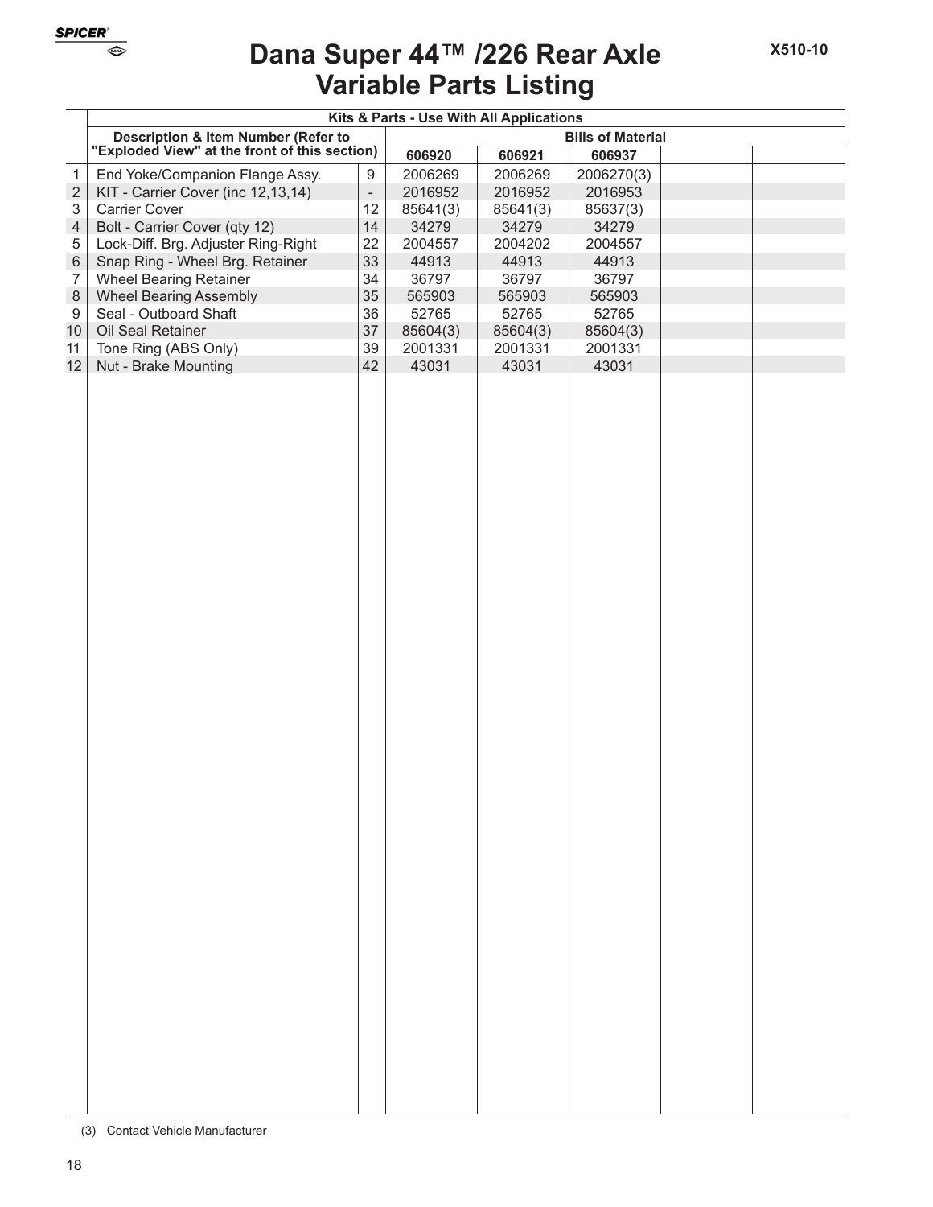# Dana Super 44™ /226 Rear Axle Variable Parts Listing

X510-10

| | Kits & Parts - Use With All Applications | | | | | | |
|---|---|---|---|---|---|---|---|
| | Description & Item Number (Refer to "Exploded View" at the front of this section) | | Bills of Material | | | | |
| | | | 606920 | 606921 | 606937 | | |
| 1 | End Yoke/Companion Flange Assy. | 9 | 2006269 | 2006269 | 2006270(3) | | |
| 2 | KIT - Carrier Cover (inc 12,13,14) | - | 2016952 | 2016952 | 2016953 | | |
| 3 | Carrier Cover | 12 | 85641(3) | 85641(3) | 85637(3) | | |
| 4 | Bolt - Carrier Cover (qty 12) | 14 | 34279 | 34279 | 34279 | | |
| 5 | Lock-Diff. Brg. Adjuster Ring-Right | 22 | 2004557 | 2004202 | 2004557 | | |
| 6 | Snap Ring - Wheel Brg. Retainer | 33 | 44913 | 44913 | 44913 | | |
| 7 | Wheel Bearing Retainer | 34 | 36797 | 36797 | 36797 | | |
| 8 | Wheel Bearing Assembly | 35 | 565903 | 565903 | 565903 | | |
| 9 | Seal - Outboard Shaft | 36 | 52765 | 52765 | 52765 | | |
| 10 | Oil Seal Retainer | 37 | 85604(3) | 85604(3) | 85604(3) | | |
| 11 | Tone Ring (ABS Only) | 39 | 2001331 | 2001331 | 2001331 | | |
| 12 | Nut - Brake Mounting | 42 | 43031 | 43031 | 43031 | | |

(3) Contact Vehicle Manufacturer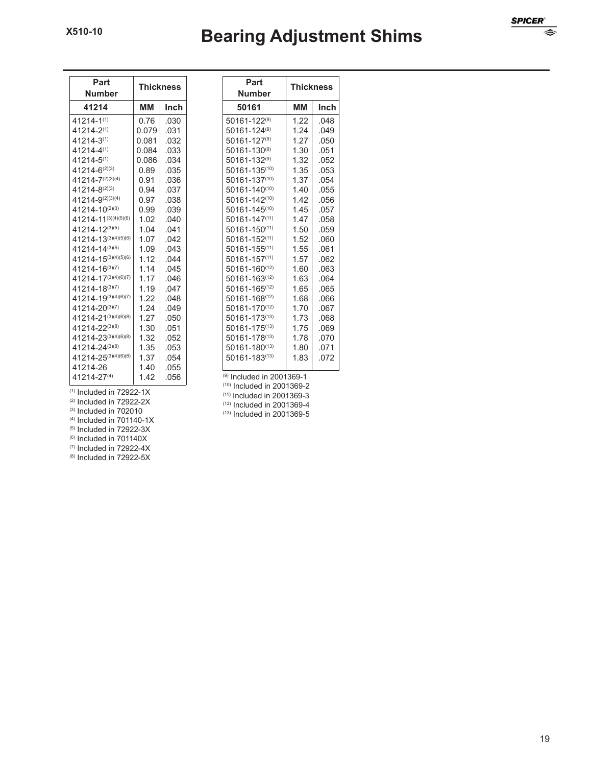X510-10

# Bearing Adjustment Shims

| Part Number | Thickness | |
|---|---|---|
| **41214** | **MM** | **Inch** |
| 41214-1[1] | 0.76 | .030 |
| 41214-2[1] | 0.079 | .031 |
| 41214-3[1] | 0.081 | .032 |
| 41214-4[1] | 0.084 | .033 |
| 41214-5[1] | 0.086 | .034 |
| 41214-6[2][3] | 0.89 | .035 |
| 41214-7[2][3][4] | 0.91 | .036 |
| 41214-8[2][3] | 0.94 | .037 |
| 41214-9[2][3][4] | 0.97 | .038 |
| 41214-10[2][3] | 0.99 | .039 |
| 41214-11[3][4][5][6] | 1.02 | .040 |
| 41214-12[3][5] | 1.04 | .041 |
| 41214-13[3][4][5][6] | 1.07 | .042 |
| 41214-14[3][5] | 1.09 | .043 |
| 41214-15[3][4][5][6] | 1.12 | .044 |
| 41214-16[3][7] | 1.14 | .045 |
| 41214-17[3][4][6][7] | 1.17 | .046 |
| 41214-18[3][7] | 1.19 | .047 |
| 41214-19[3][4][6][7] | 1.22 | .048 |
| 41214-20[3][7] | 1.24 | .049 |
| 41214-21[3][4][6][8] | 1.27 | .050 |
| 41214-22[3][8] | 1.30 | .051 |
| 41214-23[3][4][6][8] | 1.32 | .052 |
| 41214-24[3][8] | 1.35 | .053 |
| 41214-25[3][4][6][8] | 1.37 | .054 |
| 41214-26 | 1.40 | .055 |
| 41214-27[4] | 1.42 | .056 |

[1] Included in 72922-1X
[2] Included in 72922-2X
[3] Included in 702010
[4] Included in 701140-1X
[5] Included in 72922-3X
[6] Included in 701140X
[7] Included in 72922-4X
[8] Included in 72922-5X

| Part Number | Thickness | |
|---|---|---|
| **50161** | **MM** | **Inch** |
| 50161-122[9] | 1.22 | .048 |
| 50161-124[9] | 1.24 | .049 |
| 50161-127[9] | 1.27 | .050 |
| 50161-130[9] | 1.30 | .051 |
| 50161-132[9] | 1.32 | .052 |
| 50161-135[10] | 1.35 | .053 |
| 50161-137[10] | 1.37 | .054 |
| 50161-140[10] | 1.40 | .055 |
| 50161-142[10] | 1.42 | .056 |
| 50161-145[10] | 1.45 | .057 |
| 50161-147[11] | 1.47 | .058 |
| 50161-150[11] | 1.50 | .059 |
| 50161-152[11] | 1.52 | .060 |
| 50161-155[11] | 1.55 | .061 |
| 50161-157[11] | 1.57 | .062 |
| 50161-160[12] | 1.60 | .063 |
| 50161-163[12] | 1.63 | .064 |
| 50161-165[12] | 1.65 | .065 |
| 50161-168[12] | 1.68 | .066 |
| 50161-170[12] | 1.70 | .067 |
| 50161-173[13] | 1.73 | .068 |
| 50161-175[13] | 1.75 | .069 |
| 50161-178[13] | 1.78 | .070 |
| 50161-180[13] | 1.80 | .071 |
| 50161-183[13] | 1.83 | .072 |

[9] Included in 2001369-1
[10] Included in 2001369-2
[11] Included in 2001369-3
[12] Included in 2001369-4
[13] Included in 2001369-5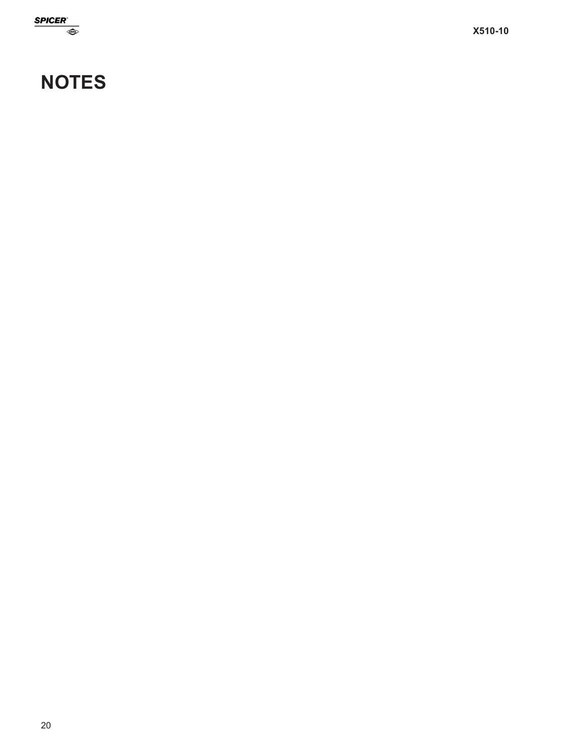# NOTES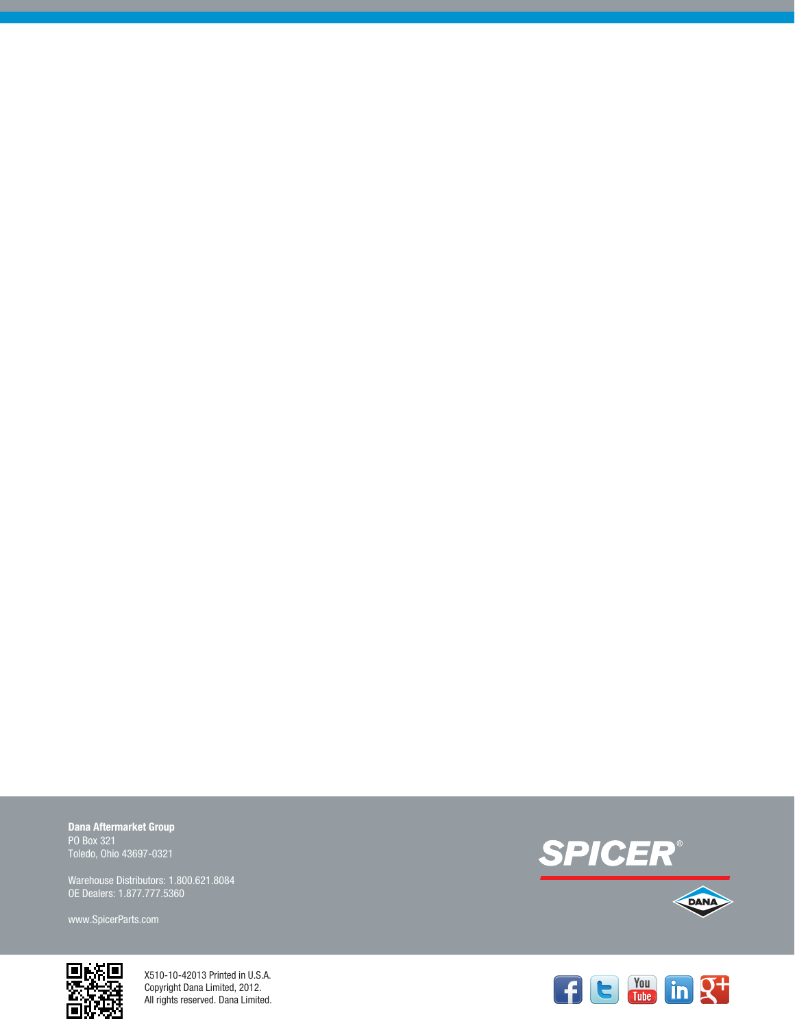**Dana Aftermarket Group**
PO Box 321
Toledo, Ohio 43697-0321

Warehouse Distributors: 1.800.621.8084
OE Dealers: 1.877.777.5360

www.SpicerParts.com

SPICER®

DANA

X510-10-42013 Printed in U.S.A.
Copyright Dana Limited, 2012.
All rights reserved. Dana Limited.